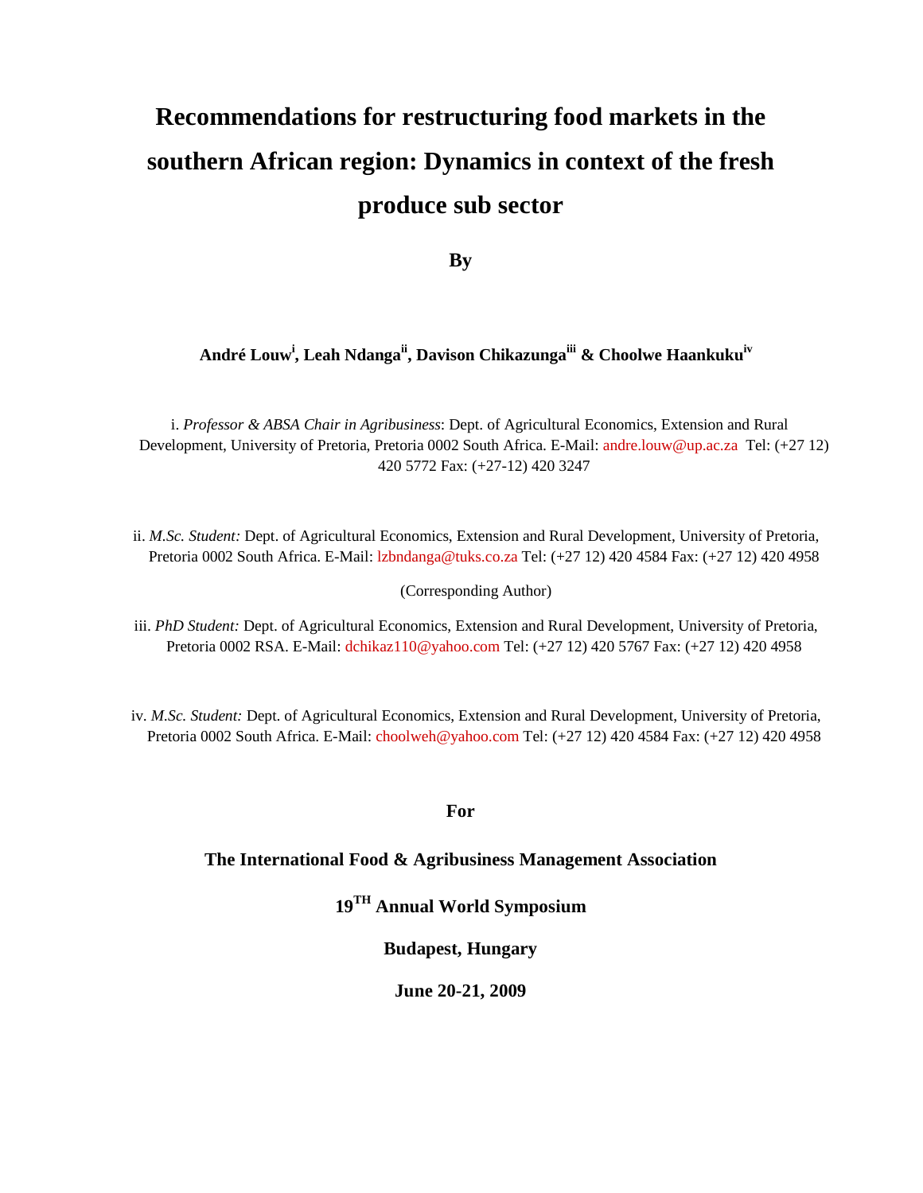# Recommendations for restructuring food markets in the southern African region: Dynamics in context of the fresh produce sub sector

**By**

**André Louw[i], Leah Ndanga[ii], Davison Chikazunga[iii] & Choolwe Haankuku[iv]**

i. *Professor & ABSA Chair in Agribusiness*: Dept. of Agricultural Economics, Extension and Rural Development, University of Pretoria, Pretoria 0002 South Africa. E-Mail: andre.louw@up.ac.za Tel: (+27 12) 420 5772 Fax: (+27-12) 420 3247

ii. *M.Sc. Student:* Dept. of Agricultural Economics, Extension and Rural Development, University of Pretoria, Pretoria 0002 South Africa. E-Mail: lzbndanga@tuks.co.za Tel: (+27 12) 420 4584 Fax: (+27 12) 420 4958

(Corresponding Author)

iii. *PhD Student:* Dept. of Agricultural Economics, Extension and Rural Development, University of Pretoria, Pretoria 0002 RSA. E-Mail: dchikaz110@yahoo.com Tel: (+27 12) 420 5767 Fax: (+27 12) 420 4958

iv. *M.Sc. Student:* Dept. of Agricultural Economics, Extension and Rural Development, University of Pretoria, Pretoria 0002 South Africa. E-Mail: choolweh@yahoo.com Tel: (+27 12) 420 4584 Fax: (+27 12) 420 4958

**For**

**The International Food & Agribusiness Management Association**

**19TH Annual World Symposium**

**Budapest, Hungary**

**June 20-21, 2009**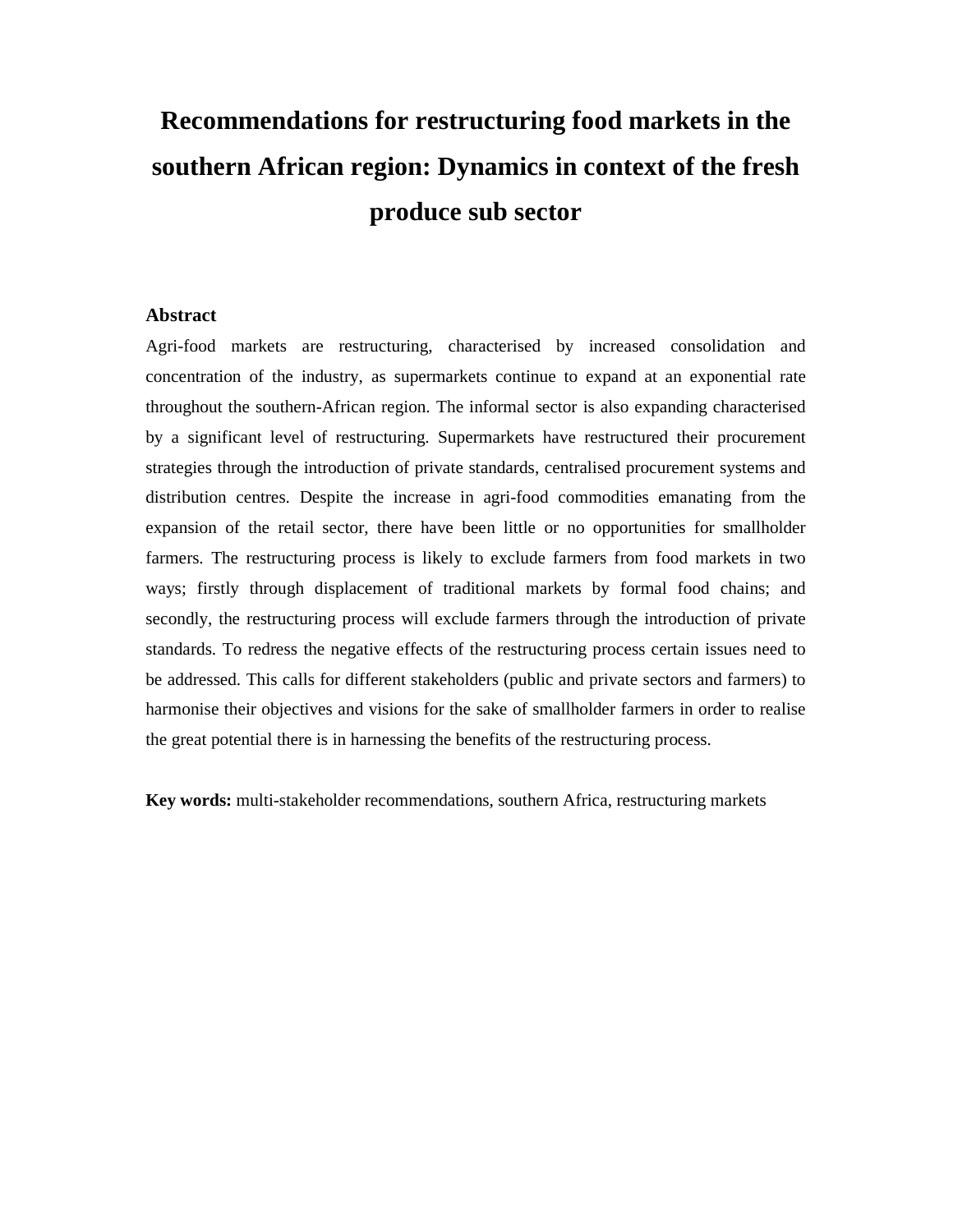# Recommendations for restructuring food markets in the southern African region: Dynamics in context of the fresh produce sub sector

## Abstract

Agri-food markets are restructuring, characterised by increased consolidation and concentration of the industry, as supermarkets continue to expand at an exponential rate throughout the southern-African region. The informal sector is also expanding characterised by a significant level of restructuring. Supermarkets have restructured their procurement strategies through the introduction of private standards, centralised procurement systems and distribution centres. Despite the increase in agri-food commodities emanating from the expansion of the retail sector, there have been little or no opportunities for smallholder farmers. The restructuring process is likely to exclude farmers from food markets in two ways; firstly through displacement of traditional markets by formal food chains; and secondly, the restructuring process will exclude farmers through the introduction of private standards. To redress the negative effects of the restructuring process certain issues need to be addressed. This calls for different stakeholders (public and private sectors and farmers) to harmonise their objectives and visions for the sake of smallholder farmers in order to realise the great potential there is in harnessing the benefits of the restructuring process.

**Key words:** multi-stakeholder recommendations, southern Africa, restructuring markets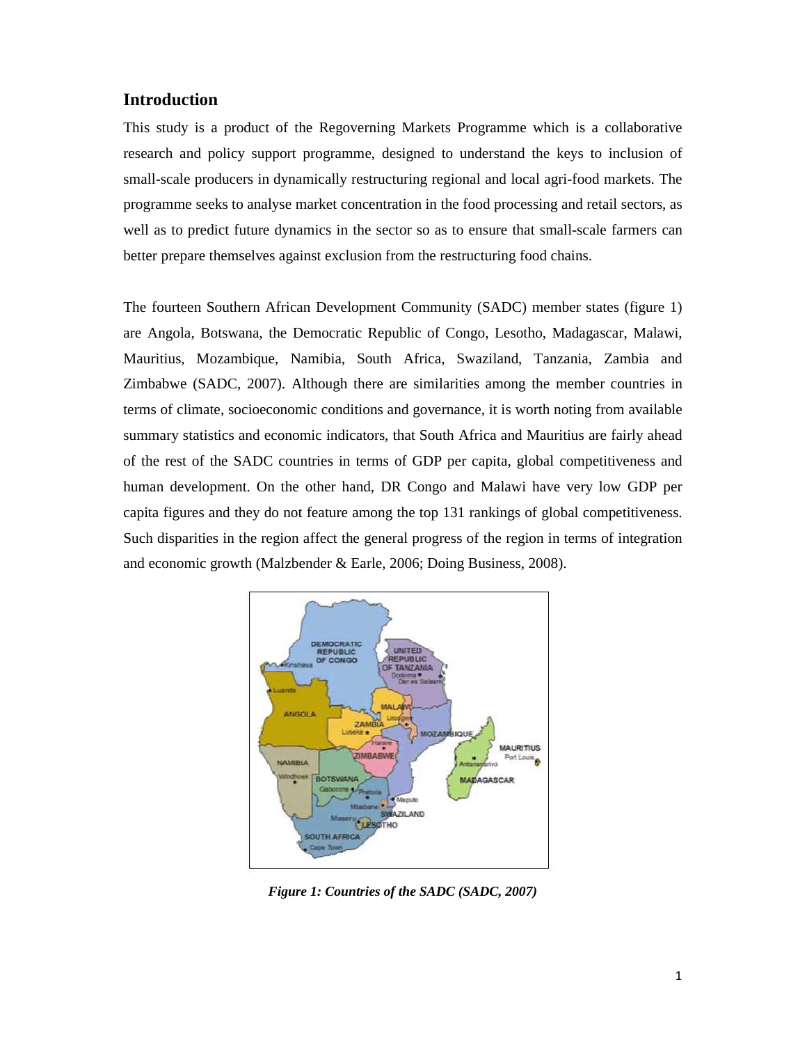## Introduction

This study is a product of the Regoverning Markets Programme which is a collaborative research and policy support programme, designed to understand the keys to inclusion of small-scale producers in dynamically restructuring regional and local agri-food markets. The programme seeks to analyse market concentration in the food processing and retail sectors, as well as to predict future dynamics in the sector so as to ensure that small-scale farmers can better prepare themselves against exclusion from the restructuring food chains.

The fourteen Southern African Development Community (SADC) member states (figure 1) are Angola, Botswana, the Democratic Republic of Congo, Lesotho, Madagascar, Malawi, Mauritius, Mozambique, Namibia, South Africa, Swaziland, Tanzania, Zambia and Zimbabwe (SADC, 2007). Although there are similarities among the member countries in terms of climate, socioeconomic conditions and governance, it is worth noting from available summary statistics and economic indicators, that South Africa and Mauritius are fairly ahead of the rest of the SADC countries in terms of GDP per capita, global competitiveness and human development. On the other hand, DR Congo and Malawi have very low GDP per capita figures and they do not feature among the top 131 rankings of global competitiveness. Such disparities in the region affect the general progress of the region in terms of integration and economic growth (Malzbender & Earle, 2006; Doing Business, 2008).

*Figure 1: Countries of the SADC (SADC, 2007)*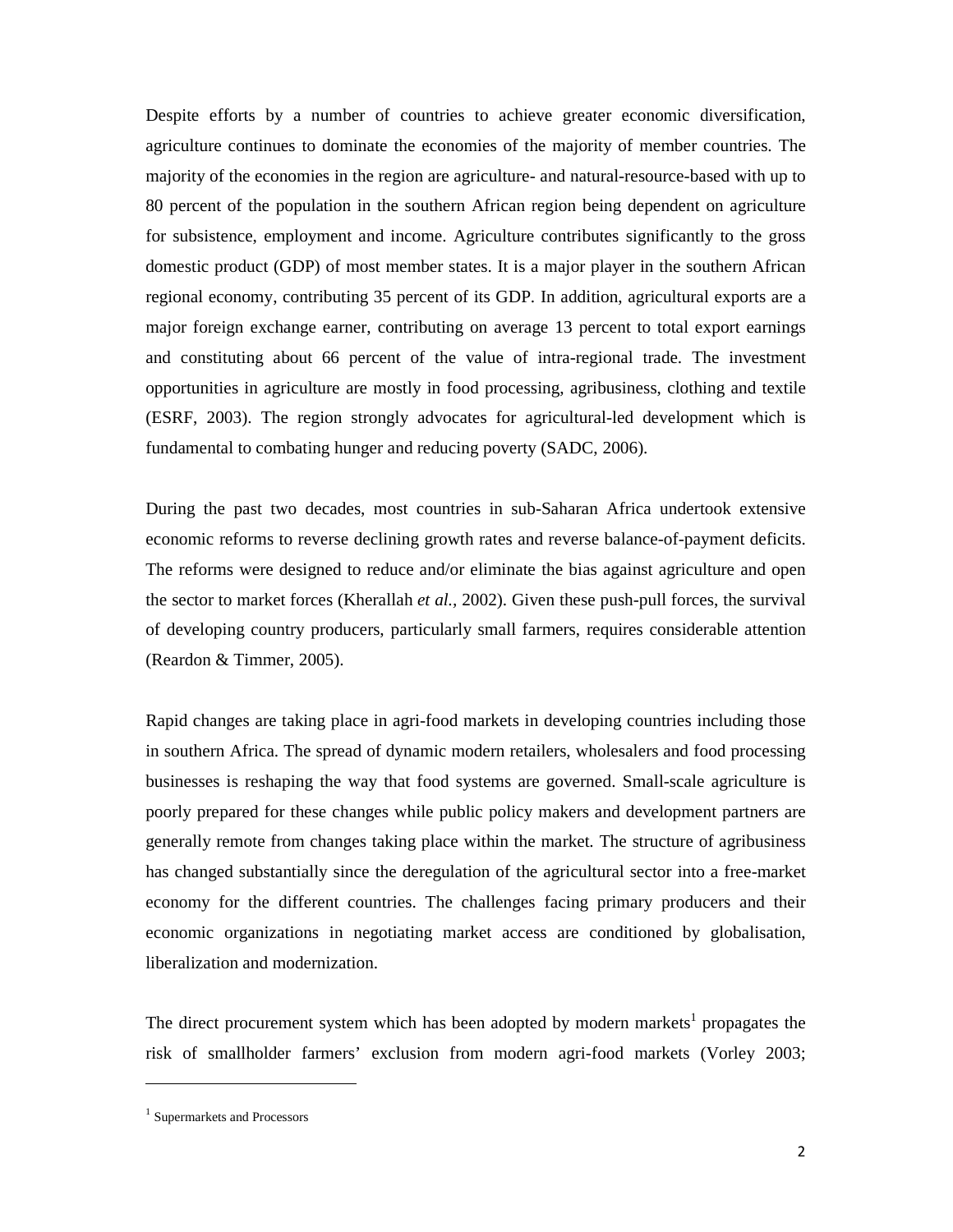Despite efforts by a number of countries to achieve greater economic diversification, agriculture continues to dominate the economies of the majority of member countries. The majority of the economies in the region are agriculture- and natural-resource-based with up to 80 percent of the population in the southern African region being dependent on agriculture for subsistence, employment and income. Agriculture contributes significantly to the gross domestic product (GDP) of most member states. It is a major player in the southern African regional economy, contributing 35 percent of its GDP. In addition, agricultural exports are a major foreign exchange earner, contributing on average 13 percent to total export earnings and constituting about 66 percent of the value of intra-regional trade. The investment opportunities in agriculture are mostly in food processing, agribusiness, clothing and textile (ESRF, 2003). The region strongly advocates for agricultural-led development which is fundamental to combating hunger and reducing poverty (SADC, 2006).

During the past two decades, most countries in sub-Saharan Africa undertook extensive economic reforms to reverse declining growth rates and reverse balance-of-payment deficits. The reforms were designed to reduce and/or eliminate the bias against agriculture and open the sector to market forces (Kherallah *et al.,* 2002). Given these push-pull forces, the survival of developing country producers, particularly small farmers, requires considerable attention (Reardon & Timmer, 2005).

Rapid changes are taking place in agri-food markets in developing countries including those in southern Africa. The spread of dynamic modern retailers, wholesalers and food processing businesses is reshaping the way that food systems are governed. Small-scale agriculture is poorly prepared for these changes while public policy makers and development partners are generally remote from changes taking place within the market. The structure of agribusiness has changed substantially since the deregulation of the agricultural sector into a free-market economy for the different countries. The challenges facing primary producers and their economic organizations in negotiating market access are conditioned by globalisation, liberalization and modernization.

The direct procurement system which has been adopted by modern markets[1] propagates the risk of smallholder farmers' exclusion from modern agri-food markets (Vorley 2003;

---

[1] Supermarkets and Processors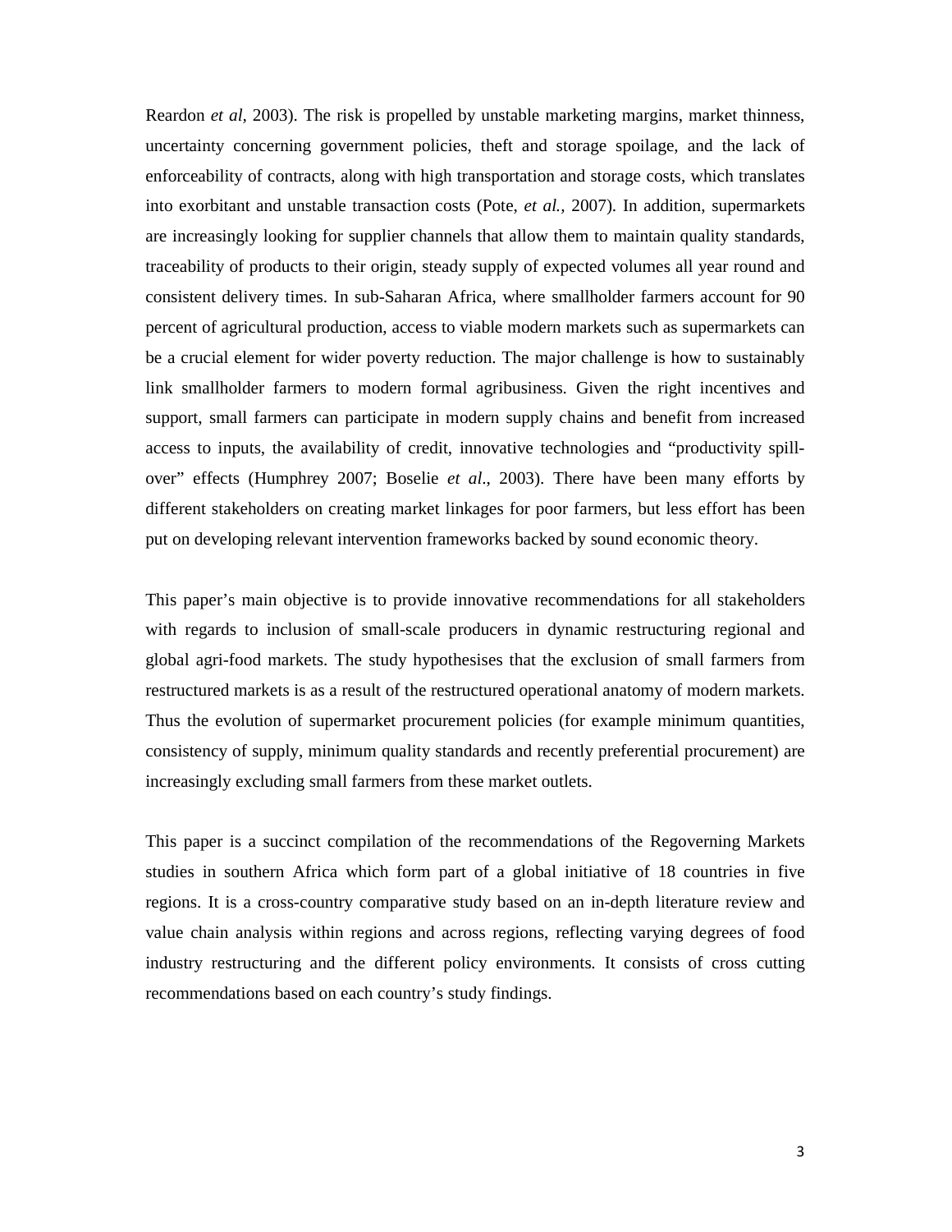Reardon *et al*, 2003). The risk is propelled by unstable marketing margins, market thinness, uncertainty concerning government policies, theft and storage spoilage, and the lack of enforceability of contracts, along with high transportation and storage costs, which translates into exorbitant and unstable transaction costs (Pote, *et al.*, 2007). In addition, supermarkets are increasingly looking for supplier channels that allow them to maintain quality standards, traceability of products to their origin, steady supply of expected volumes all year round and consistent delivery times. In sub-Saharan Africa, where smallholder farmers account for 90 percent of agricultural production, access to viable modern markets such as supermarkets can be a crucial element for wider poverty reduction. The major challenge is how to sustainably link smallholder farmers to modern formal agribusiness. Given the right incentives and support, small farmers can participate in modern supply chains and benefit from increased access to inputs, the availability of credit, innovative technologies and "productivity spill-over" effects (Humphrey 2007; Boselie *et al*., 2003). There have been many efforts by different stakeholders on creating market linkages for poor farmers, but less effort has been put on developing relevant intervention frameworks backed by sound economic theory.

This paper's main objective is to provide innovative recommendations for all stakeholders with regards to inclusion of small-scale producers in dynamic restructuring regional and global agri-food markets. The study hypothesises that the exclusion of small farmers from restructured markets is as a result of the restructured operational anatomy of modern markets. Thus the evolution of supermarket procurement policies (for example minimum quantities, consistency of supply, minimum quality standards and recently preferential procurement) are increasingly excluding small farmers from these market outlets.

This paper is a succinct compilation of the recommendations of the Regoverning Markets studies in southern Africa which form part of a global initiative of 18 countries in five regions. It is a cross-country comparative study based on an in-depth literature review and value chain analysis within regions and across regions, reflecting varying degrees of food industry restructuring and the different policy environments. It consists of cross cutting recommendations based on each country's study findings.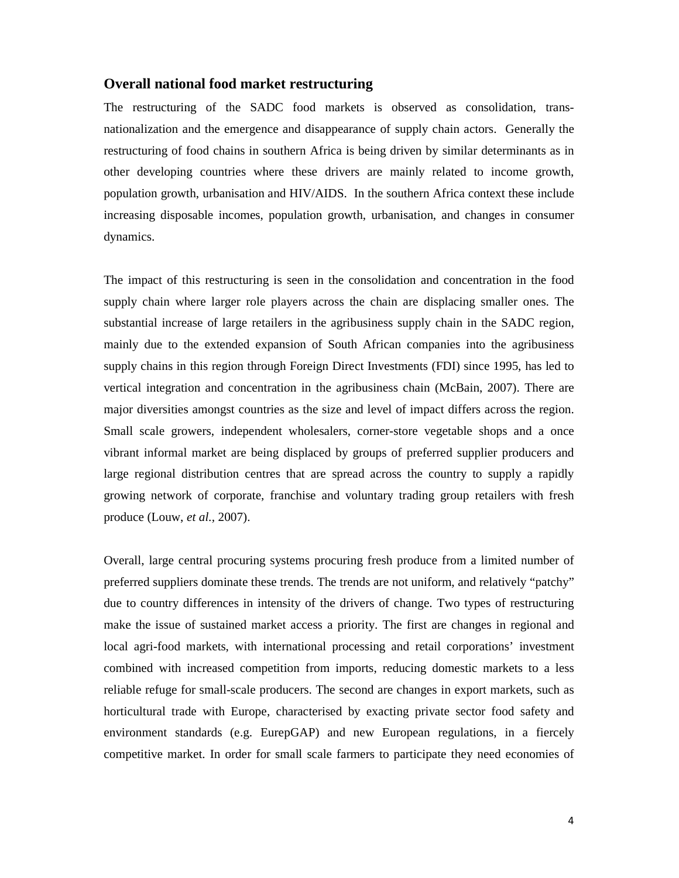## Overall national food market restructuring

The restructuring of the SADC food markets is observed as consolidation, trans-nationalization and the emergence and disappearance of supply chain actors. Generally the restructuring of food chains in southern Africa is being driven by similar determinants as in other developing countries where these drivers are mainly related to income growth, population growth, urbanisation and HIV/AIDS. In the southern Africa context these include increasing disposable incomes, population growth, urbanisation, and changes in consumer dynamics.

The impact of this restructuring is seen in the consolidation and concentration in the food supply chain where larger role players across the chain are displacing smaller ones. The substantial increase of large retailers in the agribusiness supply chain in the SADC region, mainly due to the extended expansion of South African companies into the agribusiness supply chains in this region through Foreign Direct Investments (FDI) since 1995, has led to vertical integration and concentration in the agribusiness chain (McBain, 2007). There are major diversities amongst countries as the size and level of impact differs across the region. Small scale growers, independent wholesalers, corner-store vegetable shops and a once vibrant informal market are being displaced by groups of preferred supplier producers and large regional distribution centres that are spread across the country to supply a rapidly growing network of corporate, franchise and voluntary trading group retailers with fresh produce (Louw, *et al.,* 2007).

Overall, large central procuring systems procuring fresh produce from a limited number of preferred suppliers dominate these trends. The trends are not uniform, and relatively "patchy" due to country differences in intensity of the drivers of change. Two types of restructuring make the issue of sustained market access a priority. The first are changes in regional and local agri-food markets, with international processing and retail corporations' investment combined with increased competition from imports, reducing domestic markets to a less reliable refuge for small-scale producers. The second are changes in export markets, such as horticultural trade with Europe, characterised by exacting private sector food safety and environment standards (e.g. EurepGAP) and new European regulations, in a fiercely competitive market. In order for small scale farmers to participate they need economies of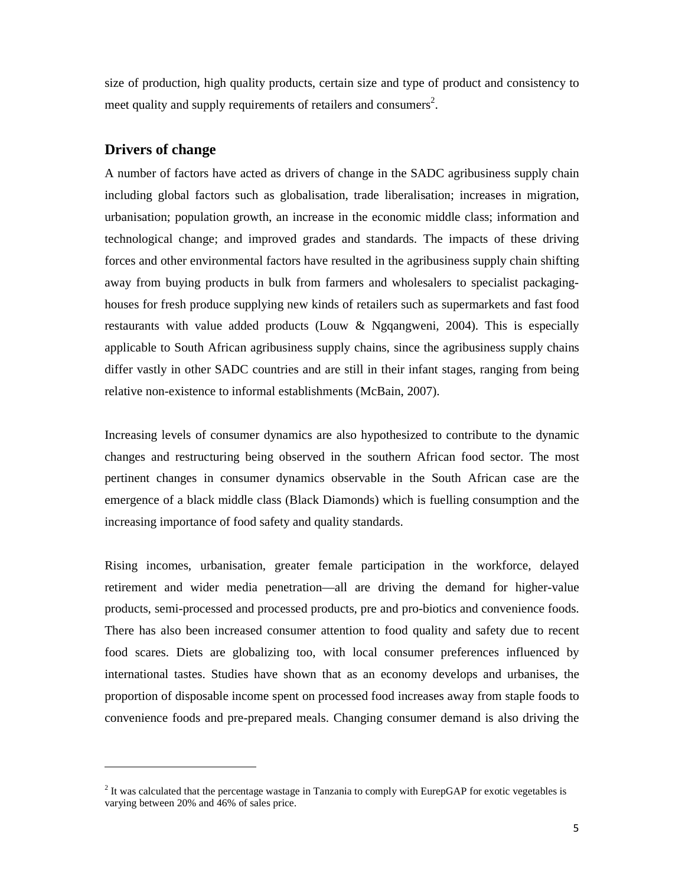size of production, high quality products, certain size and type of product and consistency to meet quality and supply requirements of retailers and consumers[2].

## Drivers of change

A number of factors have acted as drivers of change in the SADC agribusiness supply chain including global factors such as globalisation, trade liberalisation; increases in migration, urbanisation; population growth, an increase in the economic middle class; information and technological change; and improved grades and standards. The impacts of these driving forces and other environmental factors have resulted in the agribusiness supply chain shifting away from buying products in bulk from farmers and wholesalers to specialist packaging-houses for fresh produce supplying new kinds of retailers such as supermarkets and fast food restaurants with value added products (Louw & Ngqangweni, 2004). This is especially applicable to South African agribusiness supply chains, since the agribusiness supply chains differ vastly in other SADC countries and are still in their infant stages, ranging from being relative non-existence to informal establishments (McBain, 2007).

Increasing levels of consumer dynamics are also hypothesized to contribute to the dynamic changes and restructuring being observed in the southern African food sector. The most pertinent changes in consumer dynamics observable in the South African case are the emergence of a black middle class (Black Diamonds) which is fuelling consumption and the increasing importance of food safety and quality standards.

Rising incomes, urbanisation, greater female participation in the workforce, delayed retirement and wider media penetration—all are driving the demand for higher-value products, semi-processed and processed products, pre and pro-biotics and convenience foods. There has also been increased consumer attention to food quality and safety due to recent food scares. Diets are globalizing too, with local consumer preferences influenced by international tastes. Studies have shown that as an economy develops and urbanises, the proportion of disposable income spent on processed food increases away from staple foods to convenience foods and pre-prepared meals. Changing consumer demand is also driving the

[2] It was calculated that the percentage wastage in Tanzania to comply with EurepGAP for exotic vegetables is varying between 20% and 46% of sales price.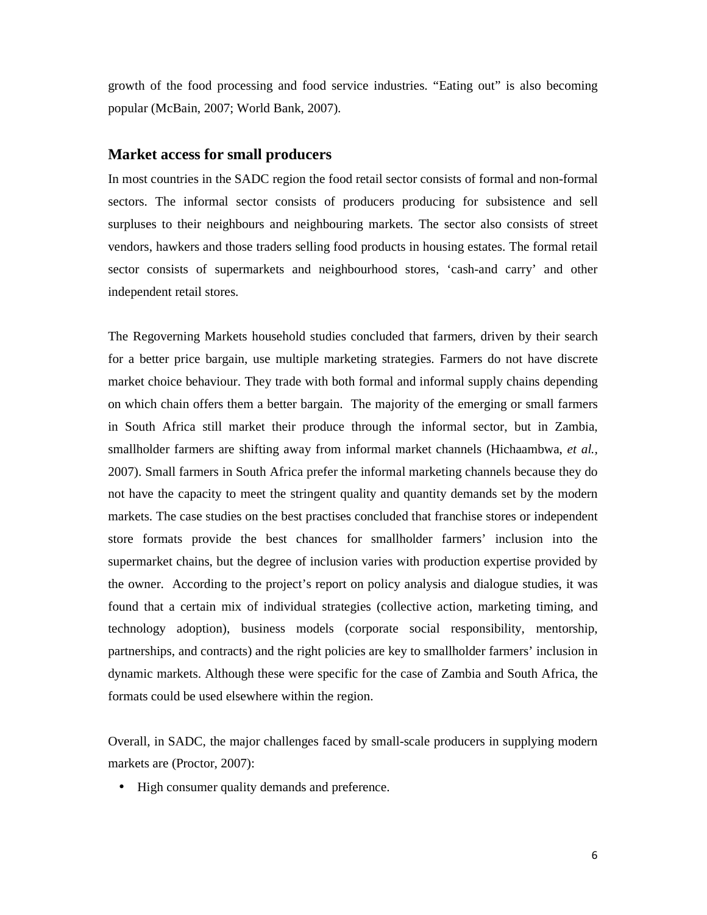growth of the food processing and food service industries. "Eating out" is also becoming popular (McBain, 2007; World Bank, 2007).

## Market access for small producers

In most countries in the SADC region the food retail sector consists of formal and non-formal sectors. The informal sector consists of producers producing for subsistence and sell surpluses to their neighbours and neighbouring markets. The sector also consists of street vendors, hawkers and those traders selling food products in housing estates. The formal retail sector consists of supermarkets and neighbourhood stores, 'cash-and carry' and other independent retail stores.

The Regoverning Markets household studies concluded that farmers, driven by their search for a better price bargain, use multiple marketing strategies. Farmers do not have discrete market choice behaviour. They trade with both formal and informal supply chains depending on which chain offers them a better bargain. The majority of the emerging or small farmers in South Africa still market their produce through the informal sector, but in Zambia, smallholder farmers are shifting away from informal market channels (Hichaambwa, *et al.*, 2007). Small farmers in South Africa prefer the informal marketing channels because they do not have the capacity to meet the stringent quality and quantity demands set by the modern markets. The case studies on the best practises concluded that franchise stores or independent store formats provide the best chances for smallholder farmers' inclusion into the supermarket chains, but the degree of inclusion varies with production expertise provided by the owner. According to the project's report on policy analysis and dialogue studies, it was found that a certain mix of individual strategies (collective action, marketing timing, and technology adoption), business models (corporate social responsibility, mentorship, partnerships, and contracts) and the right policies are key to smallholder farmers' inclusion in dynamic markets. Although these were specific for the case of Zambia and South Africa, the formats could be used elsewhere within the region.

Overall, in SADC, the major challenges faced by small-scale producers in supplying modern markets are (Proctor, 2007):

- High consumer quality demands and preference.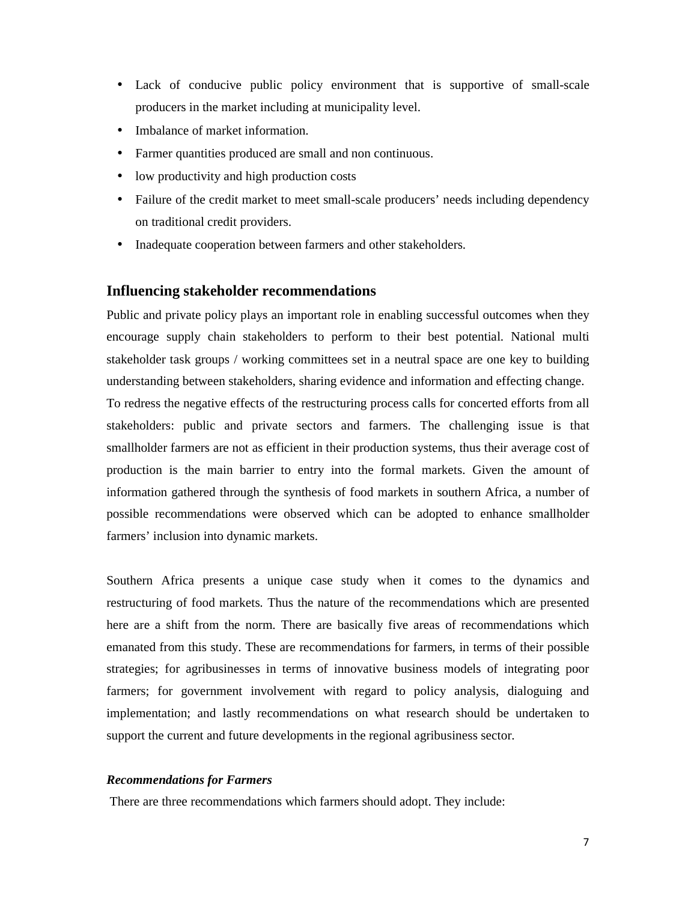- Lack of conducive public policy environment that is supportive of small-scale producers in the market including at municipality level.
- Imbalance of market information.
- Farmer quantities produced are small and non continuous.
- low productivity and high production costs
- Failure of the credit market to meet small-scale producers' needs including dependency on traditional credit providers.
- Inadequate cooperation between farmers and other stakeholders.

## Influencing stakeholder recommendations

Public and private policy plays an important role in enabling successful outcomes when they encourage supply chain stakeholders to perform to their best potential. National multi stakeholder task groups / working committees set in a neutral space are one key to building understanding between stakeholders, sharing evidence and information and effecting change. To redress the negative effects of the restructuring process calls for concerted efforts from all stakeholders: public and private sectors and farmers. The challenging issue is that smallholder farmers are not as efficient in their production systems, thus their average cost of production is the main barrier to entry into the formal markets. Given the amount of information gathered through the synthesis of food markets in southern Africa, a number of possible recommendations were observed which can be adopted to enhance smallholder farmers' inclusion into dynamic markets.

Southern Africa presents a unique case study when it comes to the dynamics and restructuring of food markets. Thus the nature of the recommendations which are presented here are a shift from the norm. There are basically five areas of recommendations which emanated from this study. These are recommendations for farmers, in terms of their possible strategies; for agribusinesses in terms of innovative business models of integrating poor farmers; for government involvement with regard to policy analysis, dialoguing and implementation; and lastly recommendations on what research should be undertaken to support the current and future developments in the regional agribusiness sector.

***Recommendations for Farmers***

There are three recommendations which farmers should adopt. They include: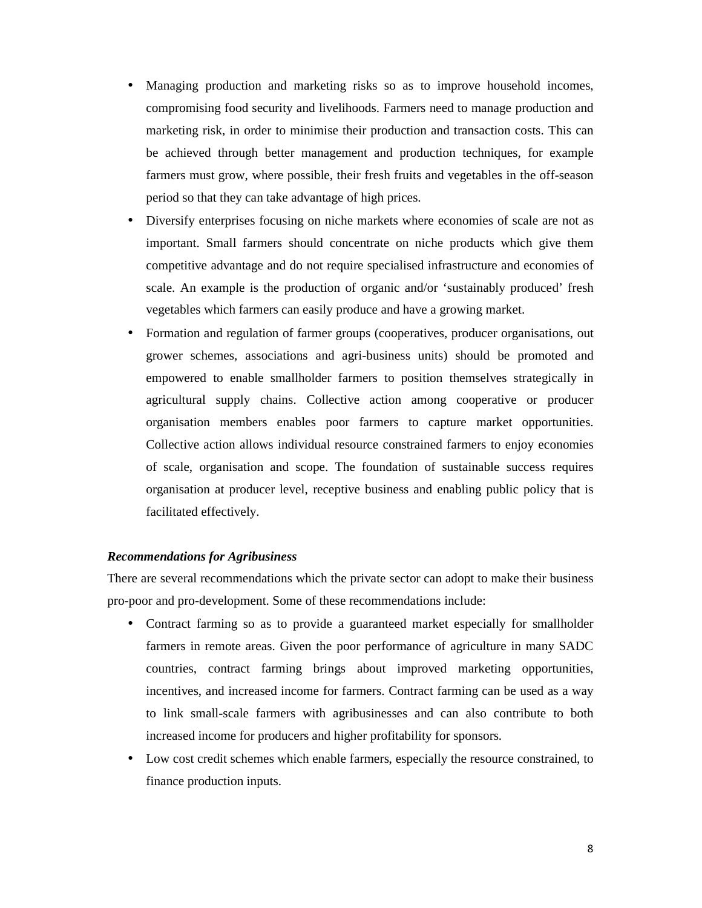- Managing production and marketing risks so as to improve household incomes, compromising food security and livelihoods. Farmers need to manage production and marketing risk, in order to minimise their production and transaction costs. This can be achieved through better management and production techniques, for example farmers must grow, where possible, their fresh fruits and vegetables in the off-season period so that they can take advantage of high prices.
- Diversify enterprises focusing on niche markets where economies of scale are not as important. Small farmers should concentrate on niche products which give them competitive advantage and do not require specialised infrastructure and economies of scale. An example is the production of organic and/or 'sustainably produced' fresh vegetables which farmers can easily produce and have a growing market.
- Formation and regulation of farmer groups (cooperatives, producer organisations, out grower schemes, associations and agri-business units) should be promoted and empowered to enable smallholder farmers to position themselves strategically in agricultural supply chains. Collective action among cooperative or producer organisation members enables poor farmers to capture market opportunities. Collective action allows individual resource constrained farmers to enjoy economies of scale, organisation and scope. The foundation of sustainable success requires organisation at producer level, receptive business and enabling public policy that is facilitated effectively.

***Recommendations for Agribusiness***

There are several recommendations which the private sector can adopt to make their business pro-poor and pro-development. Some of these recommendations include:

- Contract farming so as to provide a guaranteed market especially for smallholder farmers in remote areas. Given the poor performance of agriculture in many SADC countries, contract farming brings about improved marketing opportunities, incentives, and increased income for farmers. Contract farming can be used as a way to link small-scale farmers with agribusinesses and can also contribute to both increased income for producers and higher profitability for sponsors.
- Low cost credit schemes which enable farmers, especially the resource constrained, to finance production inputs.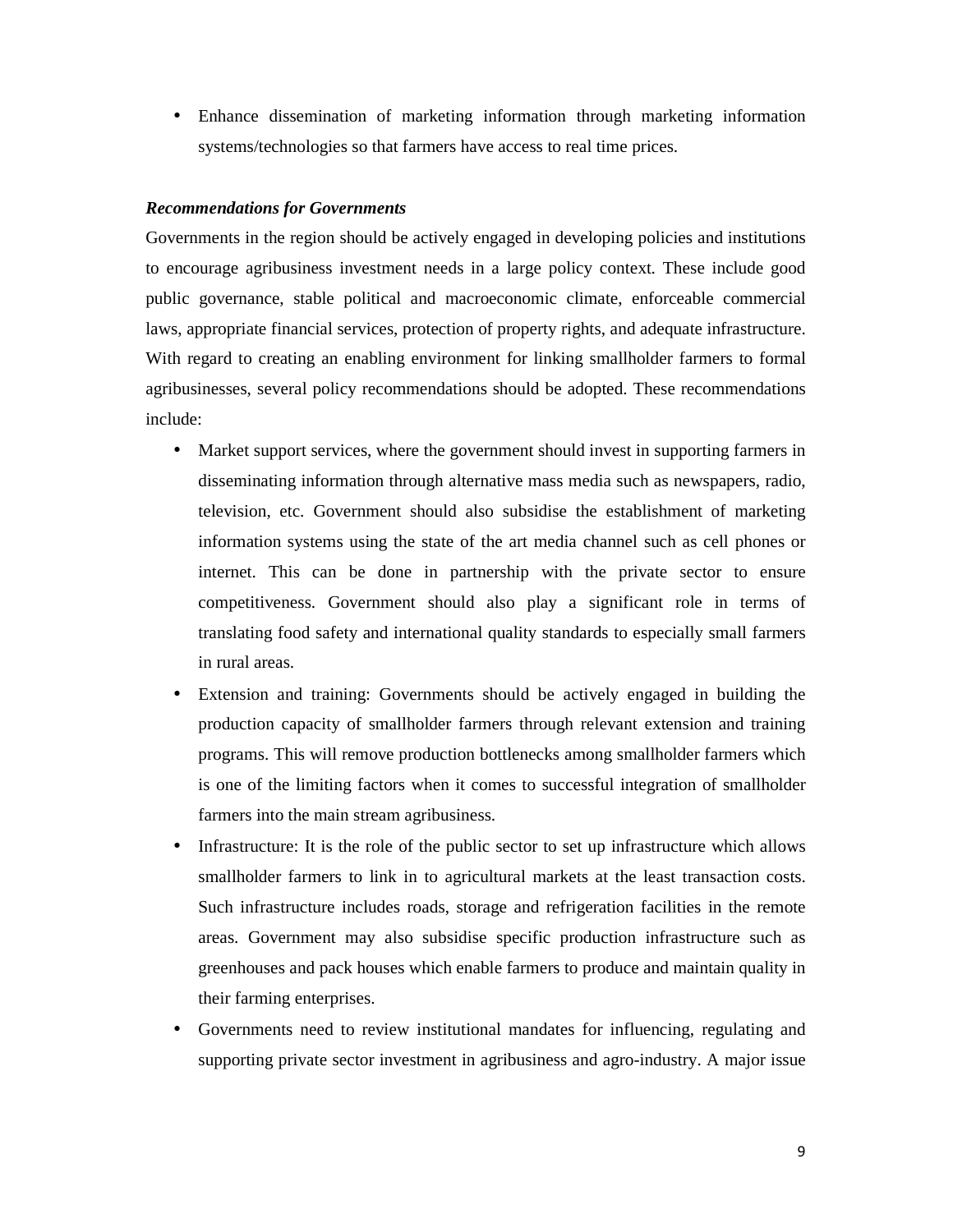- Enhance dissemination of marketing information through marketing information systems/technologies so that farmers have access to real time prices.

***Recommendations for Governments***

Governments in the region should be actively engaged in developing policies and institutions to encourage agribusiness investment needs in a large policy context. These include good public governance, stable political and macroeconomic climate, enforceable commercial laws, appropriate financial services, protection of property rights, and adequate infrastructure. With regard to creating an enabling environment for linking smallholder farmers to formal agribusinesses, several policy recommendations should be adopted. These recommendations include:

- Market support services, where the government should invest in supporting farmers in disseminating information through alternative mass media such as newspapers, radio, television, etc. Government should also subsidise the establishment of marketing information systems using the state of the art media channel such as cell phones or internet. This can be done in partnership with the private sector to ensure competitiveness. Government should also play a significant role in terms of translating food safety and international quality standards to especially small farmers in rural areas.
- Extension and training: Governments should be actively engaged in building the production capacity of smallholder farmers through relevant extension and training programs. This will remove production bottlenecks among smallholder farmers which is one of the limiting factors when it comes to successful integration of smallholder farmers into the main stream agribusiness.
- Infrastructure: It is the role of the public sector to set up infrastructure which allows smallholder farmers to link in to agricultural markets at the least transaction costs. Such infrastructure includes roads, storage and refrigeration facilities in the remote areas. Government may also subsidise specific production infrastructure such as greenhouses and pack houses which enable farmers to produce and maintain quality in their farming enterprises.
- Governments need to review institutional mandates for influencing, regulating and supporting private sector investment in agribusiness and agro-industry. A major issue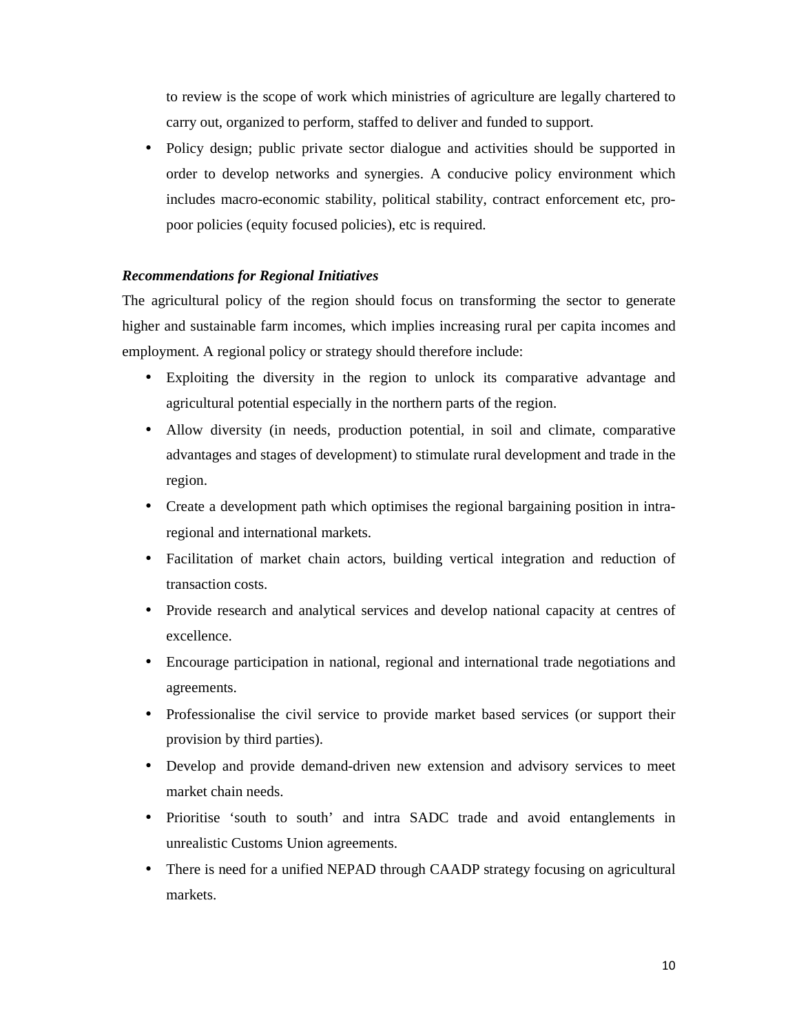to review is the scope of work which ministries of agriculture are legally chartered to carry out, organized to perform, staffed to deliver and funded to support.

- Policy design; public private sector dialogue and activities should be supported in order to develop networks and synergies. A conducive policy environment which includes macro-economic stability, political stability, contract enforcement etc, pro-poor policies (equity focused policies), etc is required.

***Recommendations for Regional Initiatives***

The agricultural policy of the region should focus on transforming the sector to generate higher and sustainable farm incomes, which implies increasing rural per capita incomes and employment. A regional policy or strategy should therefore include:

- Exploiting the diversity in the region to unlock its comparative advantage and agricultural potential especially in the northern parts of the region.
- Allow diversity (in needs, production potential, in soil and climate, comparative advantages and stages of development) to stimulate rural development and trade in the region.
- Create a development path which optimises the regional bargaining position in intra-regional and international markets.
- Facilitation of market chain actors, building vertical integration and reduction of transaction costs.
- Provide research and analytical services and develop national capacity at centres of excellence.
- Encourage participation in national, regional and international trade negotiations and agreements.
- Professionalise the civil service to provide market based services (or support their provision by third parties).
- Develop and provide demand-driven new extension and advisory services to meet market chain needs.
- Prioritise 'south to south' and intra SADC trade and avoid entanglements in unrealistic Customs Union agreements.
- There is need for a unified NEPAD through CAADP strategy focusing on agricultural markets.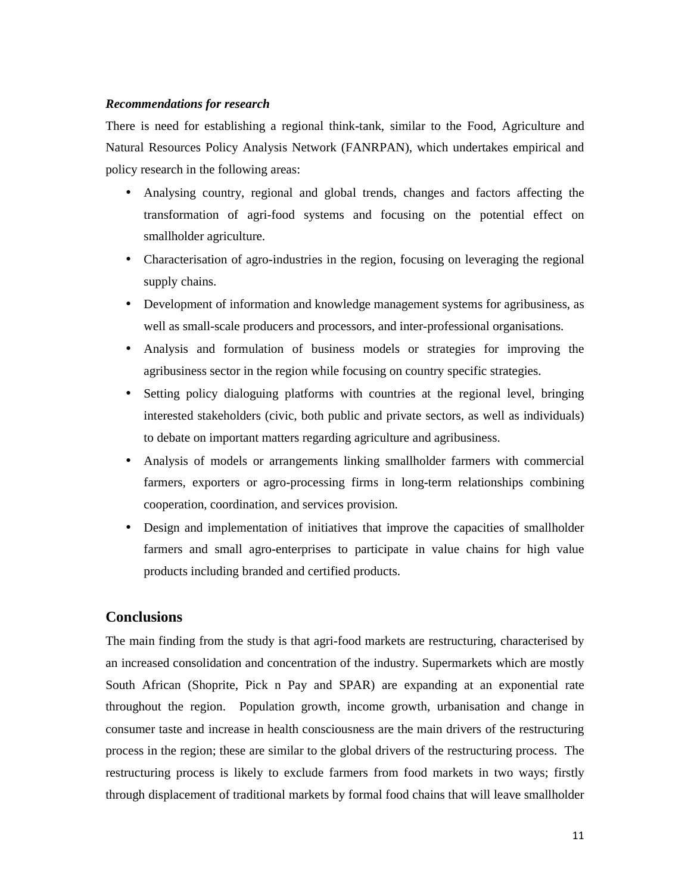***Recommendations for research***

There is need for establishing a regional think-tank, similar to the Food, Agriculture and Natural Resources Policy Analysis Network (FANRPAN), which undertakes empirical and policy research in the following areas:

- Analysing country, regional and global trends, changes and factors affecting the transformation of agri-food systems and focusing on the potential effect on smallholder agriculture.
- Characterisation of agro-industries in the region, focusing on leveraging the regional supply chains.
- Development of information and knowledge management systems for agribusiness, as well as small-scale producers and processors, and inter-professional organisations.
- Analysis and formulation of business models or strategies for improving the agribusiness sector in the region while focusing on country specific strategies.
- Setting policy dialoguing platforms with countries at the regional level, bringing interested stakeholders (civic, both public and private sectors, as well as individuals) to debate on important matters regarding agriculture and agribusiness.
- Analysis of models or arrangements linking smallholder farmers with commercial farmers, exporters or agro-processing firms in long-term relationships combining cooperation, coordination, and services provision.
- Design and implementation of initiatives that improve the capacities of smallholder farmers and small agro-enterprises to participate in value chains for high value products including branded and certified products.

## Conclusions

The main finding from the study is that agri-food markets are restructuring, characterised by an increased consolidation and concentration of the industry. Supermarkets which are mostly South African (Shoprite, Pick n Pay and SPAR) are expanding at an exponential rate throughout the region. Population growth, income growth, urbanisation and change in consumer taste and increase in health consciousness are the main drivers of the restructuring process in the region; these are similar to the global drivers of the restructuring process. The restructuring process is likely to exclude farmers from food markets in two ways; firstly through displacement of traditional markets by formal food chains that will leave smallholder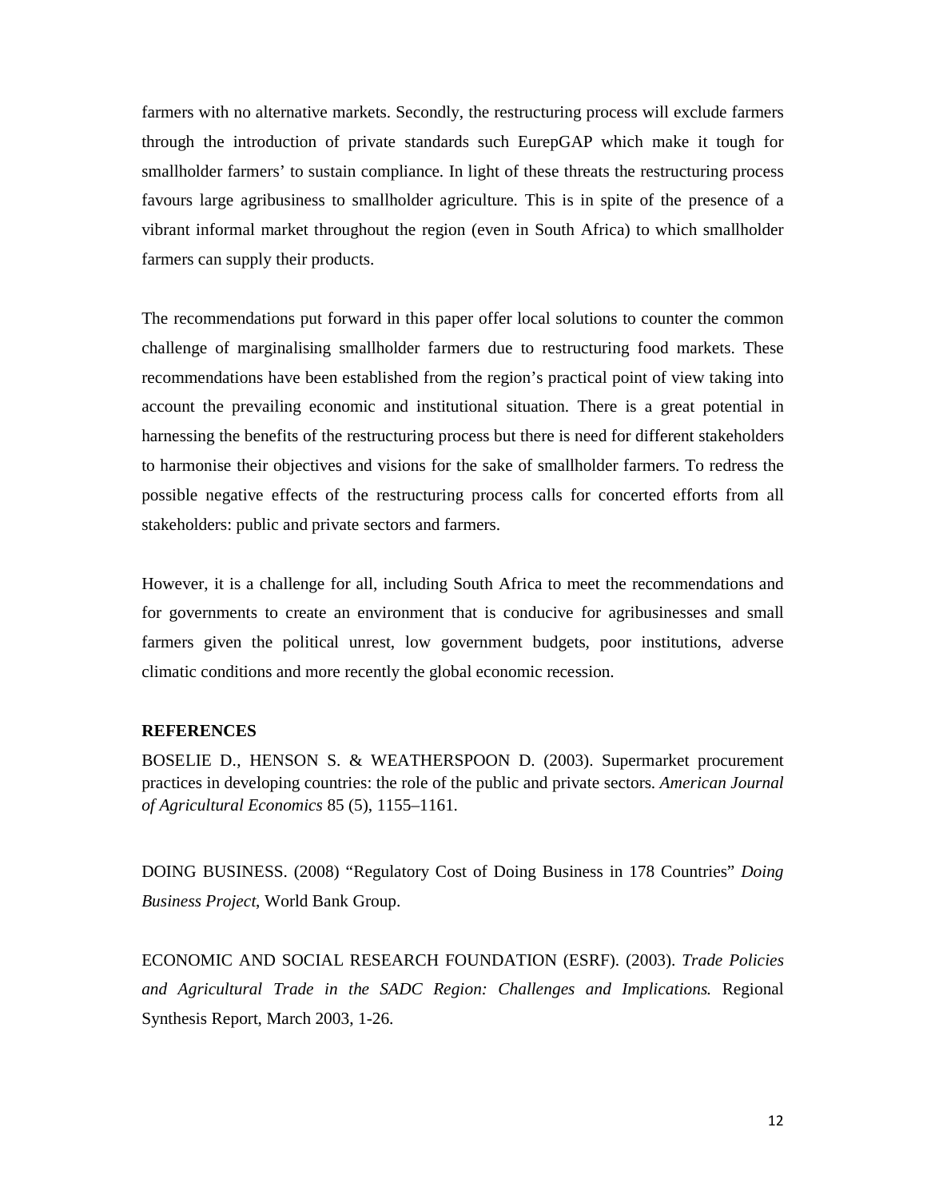farmers with no alternative markets. Secondly, the restructuring process will exclude farmers through the introduction of private standards such EurepGAP which make it tough for smallholder farmers' to sustain compliance. In light of these threats the restructuring process favours large agribusiness to smallholder agriculture. This is in spite of the presence of a vibrant informal market throughout the region (even in South Africa) to which smallholder farmers can supply their products.

The recommendations put forward in this paper offer local solutions to counter the common challenge of marginalising smallholder farmers due to restructuring food markets. These recommendations have been established from the region's practical point of view taking into account the prevailing economic and institutional situation. There is a great potential in harnessing the benefits of the restructuring process but there is need for different stakeholders to harmonise their objectives and visions for the sake of smallholder farmers. To redress the possible negative effects of the restructuring process calls for concerted efforts from all stakeholders: public and private sectors and farmers.

However, it is a challenge for all, including South Africa to meet the recommendations and for governments to create an environment that is conducive for agribusinesses and small farmers given the political unrest, low government budgets, poor institutions, adverse climatic conditions and more recently the global economic recession.

**REFERENCES**

BOSELIE D., HENSON S. & WEATHERSPOON D. (2003). Supermarket procurement practices in developing countries: the role of the public and private sectors. *American Journal of Agricultural Economics* 85 (5), 1155–1161.

DOING BUSINESS. (2008) "Regulatory Cost of Doing Business in 178 Countries" *Doing Business Project*, World Bank Group.

ECONOMIC AND SOCIAL RESEARCH FOUNDATION (ESRF). (2003). *Trade Policies and Agricultural Trade in the SADC Region: Challenges and Implications.* Regional Synthesis Report, March 2003, 1-26.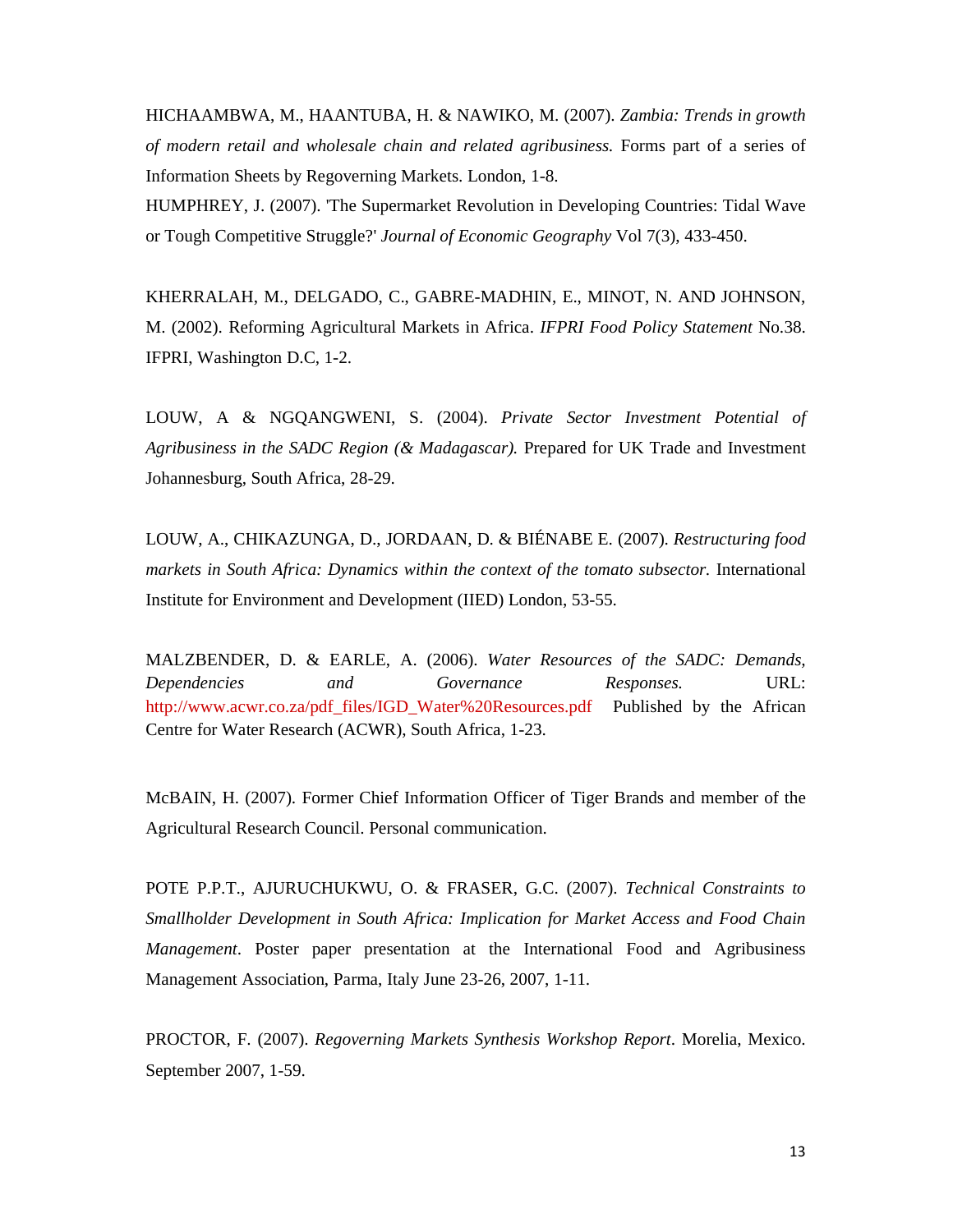HICHAAMBWA, M., HAANTUBA, H. & NAWIKO, M. (2007). *Zambia: Trends in growth of modern retail and wholesale chain and related agribusiness.* Forms part of a series of Information Sheets by Regoverning Markets. London, 1-8.

HUMPHREY, J. (2007). 'The Supermarket Revolution in Developing Countries: Tidal Wave or Tough Competitive Struggle?' *Journal of Economic Geography* Vol 7(3), 433-450.

KHERRALAH, M., DELGADO, C., GABRE-MADHIN, E., MINOT, N. AND JOHNSON, M. (2002). Reforming Agricultural Markets in Africa. *IFPRI Food Policy Statement* No.38. IFPRI, Washington D.C, 1-2.

LOUW, A & NGQANGWENI, S. (2004). *Private Sector Investment Potential of Agribusiness in the SADC Region (& Madagascar).* Prepared for UK Trade and Investment Johannesburg, South Africa, 28-29.

LOUW, A., CHIKAZUNGA, D., JORDAAN, D. & BIÉNABE E. (2007). *Restructuring food markets in South Africa: Dynamics within the context of the tomato subsector.* International Institute for Environment and Development (IIED) London, 53-55.

MALZBENDER, D. & EARLE, A. (2006). *Water Resources of the SADC: Demands, Dependencies and Governance Responses.* URL: http://www.acwr.co.za/pdf_files/IGD_Water%20Resources.pdf Published by the African Centre for Water Research (ACWR), South Africa, 1-23.

McBAIN, H. (2007). Former Chief Information Officer of Tiger Brands and member of the Agricultural Research Council. Personal communication.

POTE P.P.T., AJURUCHUKWU, O. & FRASER, G.C. (2007). *Technical Constraints to Smallholder Development in South Africa: Implication for Market Access and Food Chain Management*. Poster paper presentation at the International Food and Agribusiness Management Association, Parma, Italy June 23-26, 2007, 1-11.

PROCTOR, F. (2007). *Regoverning Markets Synthesis Workshop Report*. Morelia, Mexico. September 2007, 1-59.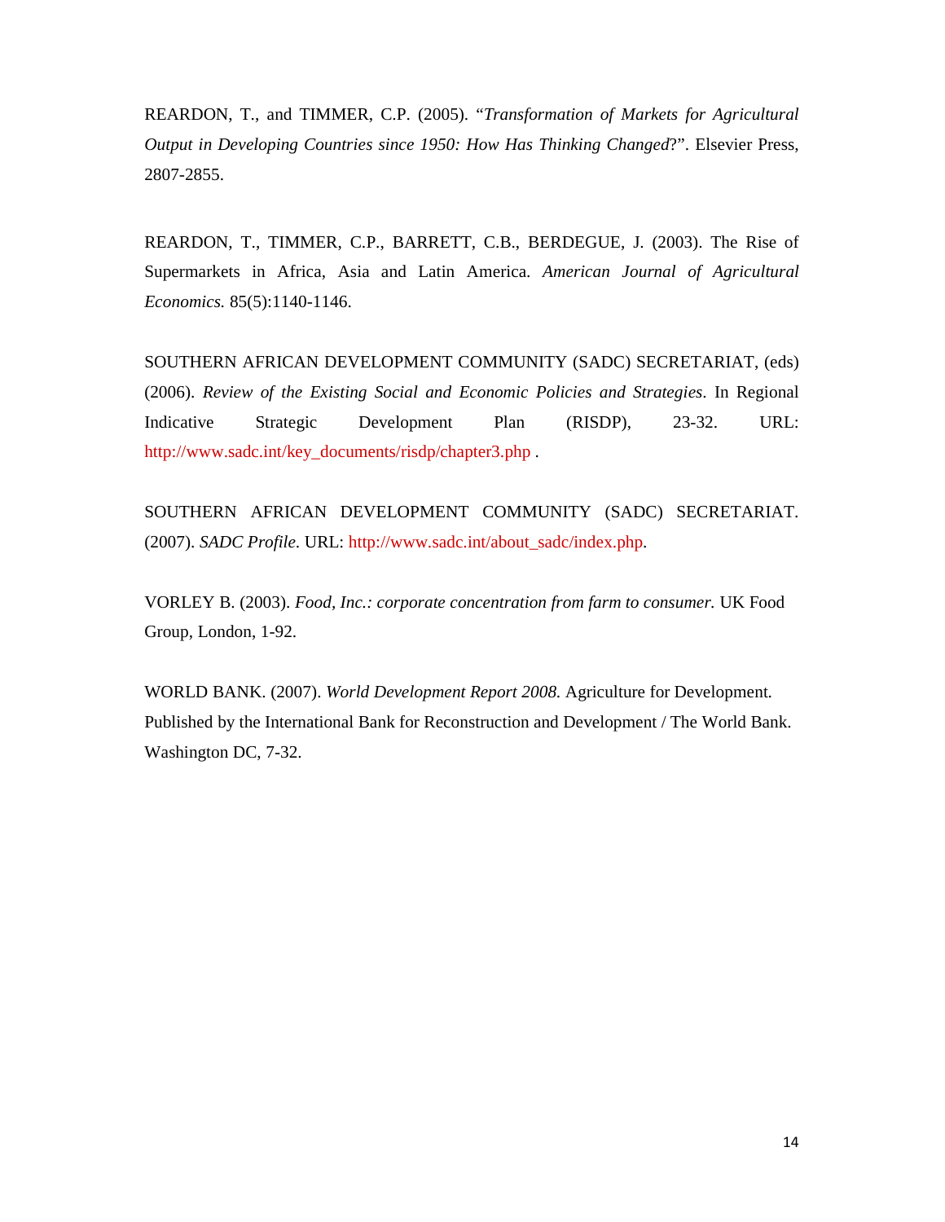REARDON, T., and TIMMER, C.P. (2005). "*Transformation of Markets for Agricultural Output in Developing Countries since 1950: How Has Thinking Changed*?". Elsevier Press, 2807-2855.

REARDON, T., TIMMER, C.P., BARRETT, C.B., BERDEGUE, J. (2003). The Rise of Supermarkets in Africa, Asia and Latin America. *American Journal of Agricultural Economics.* 85(5):1140-1146.

SOUTHERN AFRICAN DEVELOPMENT COMMUNITY (SADC) SECRETARIAT, (eds) (2006). *Review of the Existing Social and Economic Policies and Strategies*. In Regional Indicative Strategic Development Plan (RISDP), 23-32. URL: http://www.sadc.int/key_documents/risdp/chapter3.php .

SOUTHERN AFRICAN DEVELOPMENT COMMUNITY (SADC) SECRETARIAT. (2007). *SADC Profile*. URL: http://www.sadc.int/about_sadc/index.php.

VORLEY B. (2003). *Food, Inc.: corporate concentration from farm to consumer.* UK Food Group, London, 1-92.

WORLD BANK. (2007). *World Development Report 2008.* Agriculture for Development. Published by the International Bank for Reconstruction and Development / The World Bank. Washington DC, 7-32.